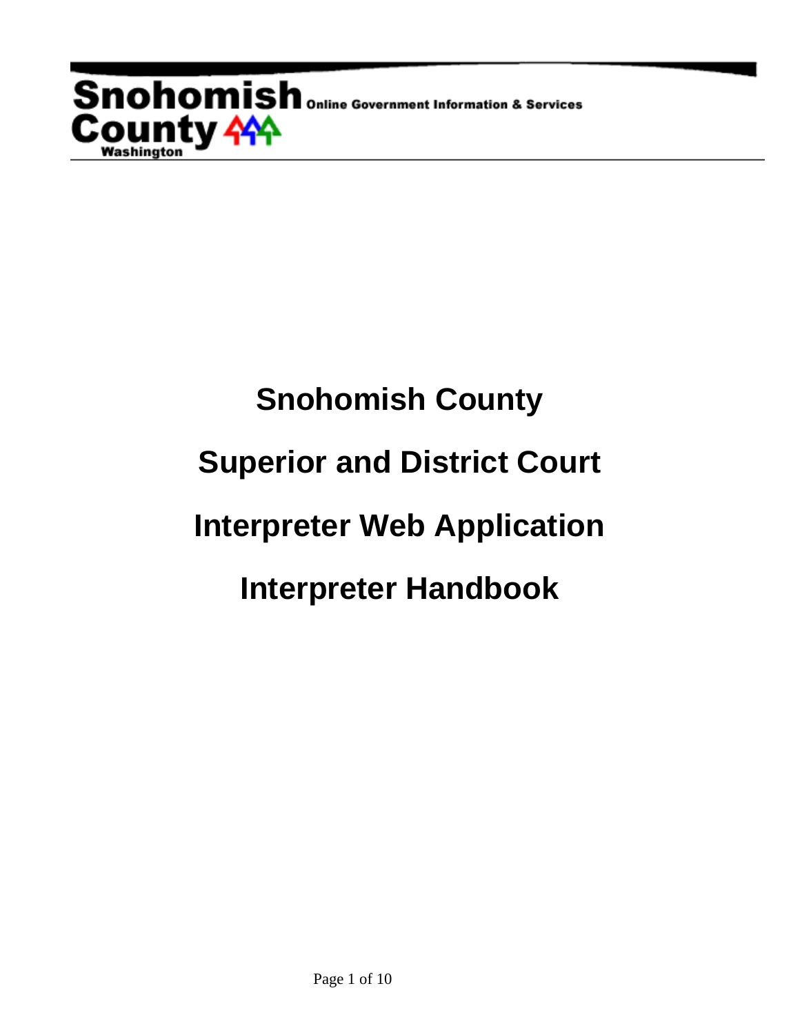Snohomish County Online Government Information & Services
Washington

# Snohomish County

# Superior and District Court

# Interpreter Web Application

# Interpreter Handbook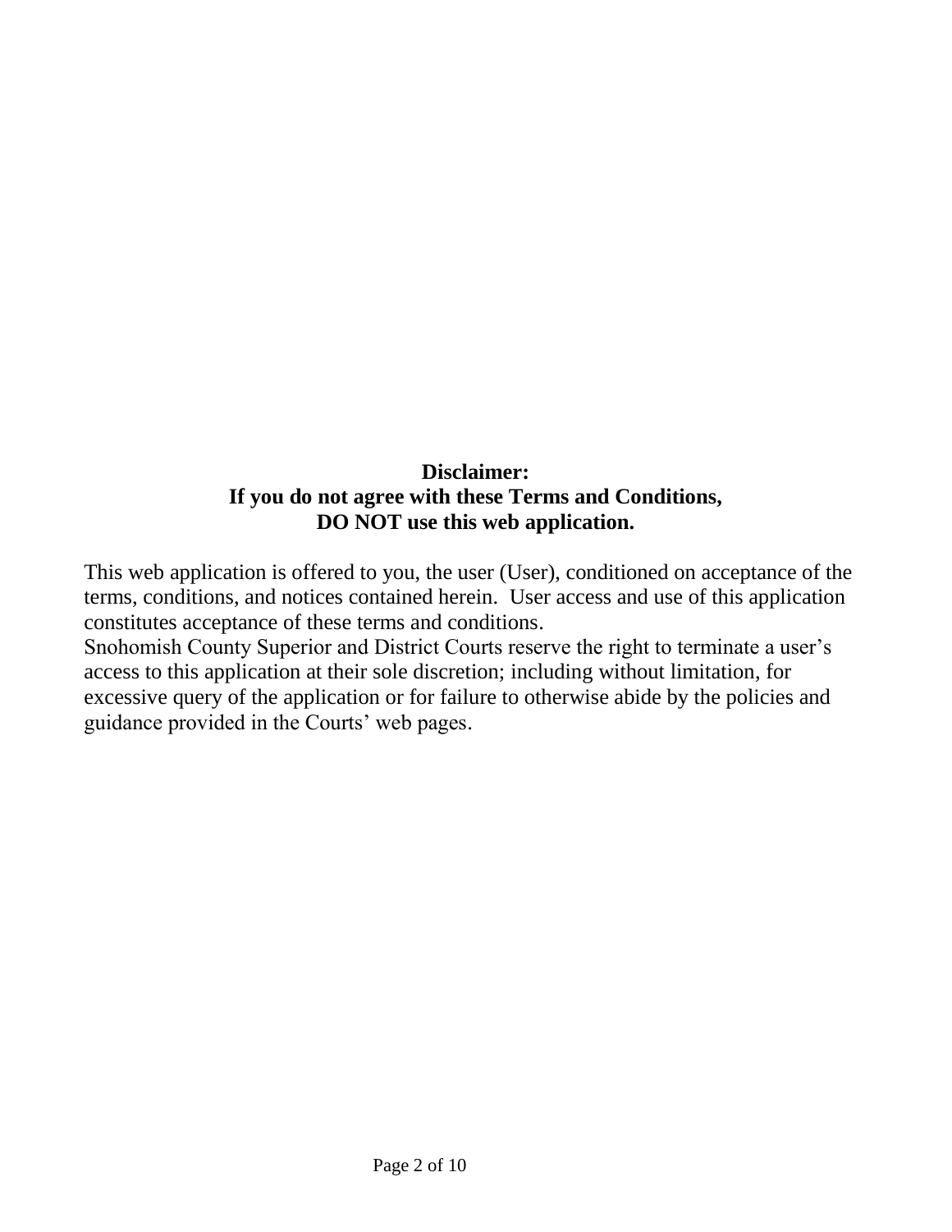**Disclaimer:**
**If you do not agree with these Terms and Conditions,**
**DO NOT use this web application.**

This web application is offered to you, the user (User), conditioned on acceptance of the terms, conditions, and notices contained herein. User access and use of this application constitutes acceptance of these terms and conditions.
Snohomish County Superior and District Courts reserve the right to terminate a user's access to this application at their sole discretion; including without limitation, for excessive query of the application or for failure to otherwise abide by the policies and guidance provided in the Courts' web pages.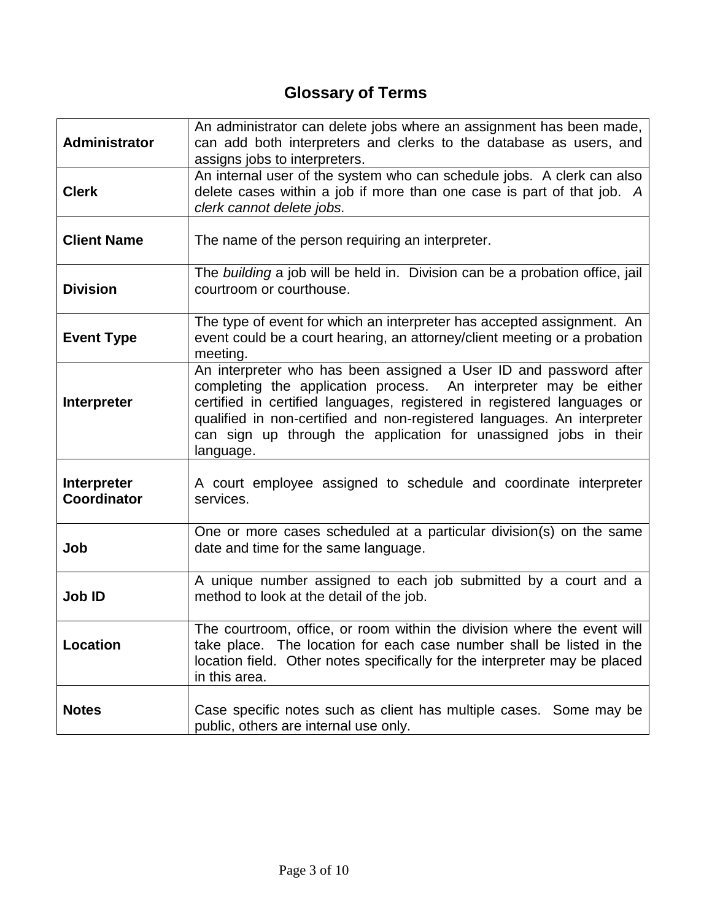# Glossary of Terms

| | |
|---|---|
| **Administrator** | An administrator can delete jobs where an assignment has been made, can add both interpreters and clerks to the database as users, and assigns jobs to interpreters. |
| **Clerk** | An internal user of the system who can schedule jobs. A clerk can also delete cases within a job if more than one case is part of that job. *A clerk cannot delete jobs.* |
| **Client Name** | The name of the person requiring an interpreter. |
| **Division** | The *building* a job will be held in. Division can be a probation office, jail courtroom or courthouse. |
| **Event Type** | The type of event for which an interpreter has accepted assignment. An event could be a court hearing, an attorney/client meeting or a probation meeting. |
| **Interpreter** | An interpreter who has been assigned a User ID and password after completing the application process. An interpreter may be either certified in certified languages, registered in registered languages or qualified in non-certified and non-registered languages. An interpreter can sign up through the application for unassigned jobs in their language. |
| **Interpreter Coordinator** | A court employee assigned to schedule and coordinate interpreter services. |
| **Job** | One or more cases scheduled at a particular division(s) on the same date and time for the same language. |
| **Job ID** | A unique number assigned to each job submitted by a court and a method to look at the detail of the job. |
| **Location** | The courtroom, office, or room within the division where the event will take place. The location for each case number shall be listed in the location field. Other notes specifically for the interpreter may be placed in this area. |
| **Notes** | Case specific notes such as client has multiple cases. Some may be public, others are internal use only. |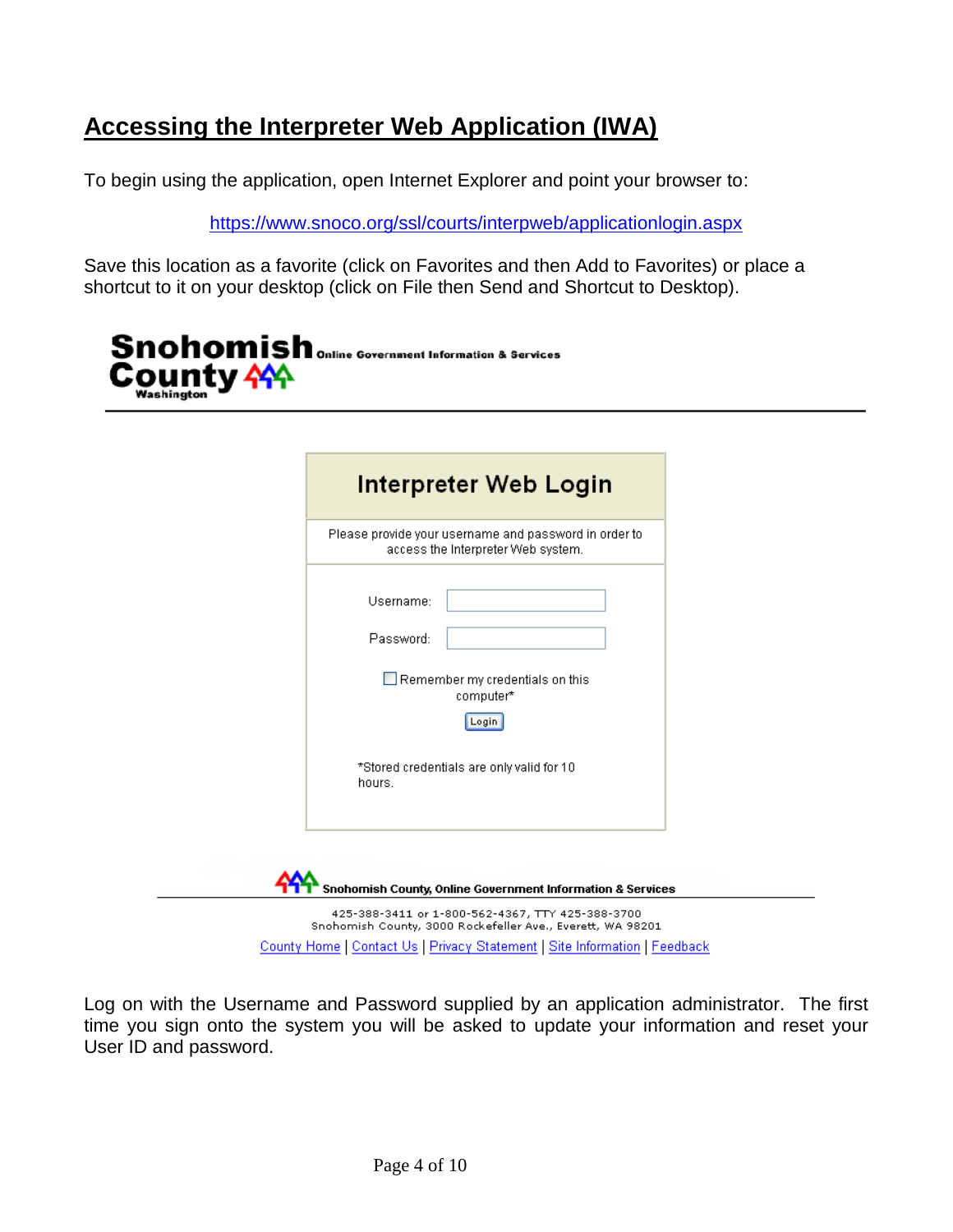## Accessing the Interpreter Web Application (IWA)

To begin using the application, open Internet Explorer and point your browser to:

https://www.snoco.org/ssl/courts/interpweb/applicationlogin.aspx

Save this location as a favorite (click on Favorites and then Add to Favorites) or place a shortcut to it on your desktop (click on File then Send and Shortcut to Desktop).

Snohomish County Washington Online Government Information & Services

**Interpreter Web Login**

Please provide your username and password in order to access the Interpreter Web system.

Username:

Password:

☐ Remember my credentials on this computer*

Login

*Stored credentials are only valid for 10 hours.

Snohomish County, Online Government Information & Services

425-388-3411 or 1-800-562-4367, TTY 425-388-3700
Snohomish County, 3000 Rockefeller Ave., Everett, WA 98201

County Home | Contact Us | Privacy Statement | Site Information | Feedback

Log on with the Username and Password supplied by an application administrator. The first time you sign onto the system you will be asked to update your information and reset your User ID and password.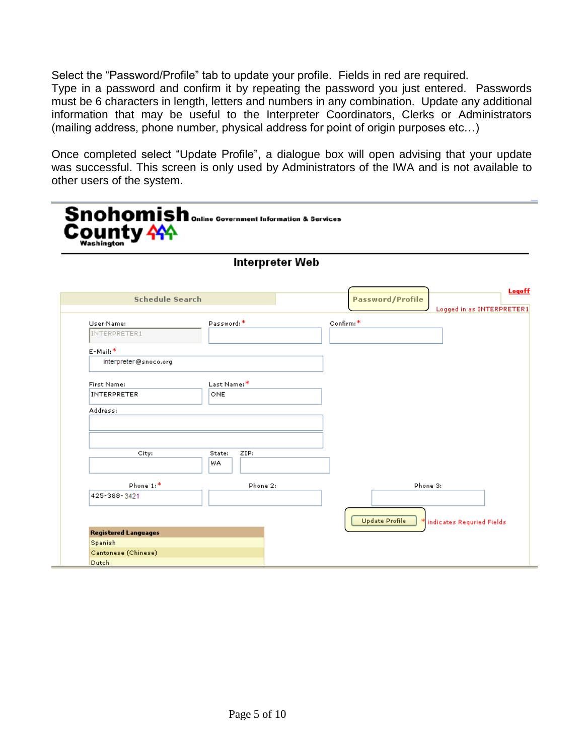Select the “Password/Profile” tab to update your profile. Fields in red are required. Type in a password and confirm it by repeating the password you just entered. Passwords must be 6 characters in length, letters and numbers in any combination. Update any additional information that may be useful to the Interpreter Coordinators, Clerks or Administrators (mailing address, phone number, physical address for point of origin purposes etc…)

Once completed select “Update Profile”, a dialogue box will open advising that your update was successful. This screen is only used by Administrators of the IWA and is not available to other users of the system.

**Snohomish County** Washington — Online Government Information & Services

**Interpreter Web**

Schedule Search | Password/Profile | Logoff

Logged in as INTERPRETER1

User Name: INTERPRETER1
Password:*
Confirm:*
E-Mail:* interpreter@snoco.org
First Name: INTERPRETER
Last Name:* ONE
Address:
City:
State: WA
ZIP:
Phone 1:* 425-388-3421
Phone 2:
Phone 3:

Update Profile

* indicates Requried Fields

| Registered Languages |
|---|
| Spanish |
| Cantonese (Chinese) |
| Dutch |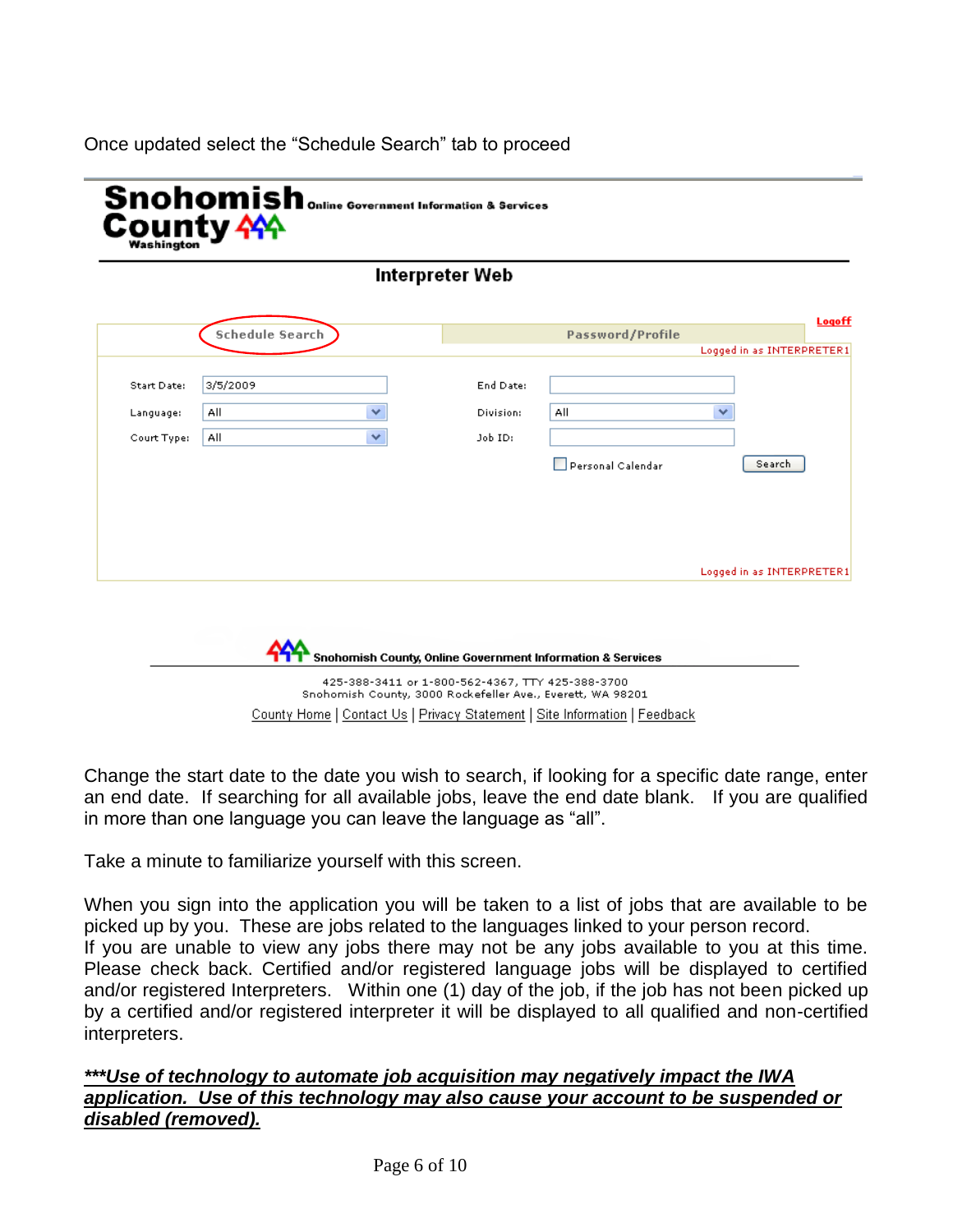Once updated select the "Schedule Search" tab to proceed

**Snohomish County** Online Government Information & Services
Washington

**Interpreter Web**

Schedule Search | Password/Profile | Logoff

Logged in as INTERPRETER1

Start Date: 3/5/2009 | End Date:

Language: All | Division: All

Court Type: All | Job ID:

Personal Calendar | Search

Logged in as INTERPRETER1

Snohomish County, Online Government Information & Services

425-388-3411 or 1-800-562-4367, TTY 425-388-3700
Snohomish County, 3000 Rockefeller Ave., Everett, WA 98201

County Home | Contact Us | Privacy Statement | Site Information | Feedback

Change the start date to the date you wish to search, if looking for a specific date range, enter an end date. If searching for all available jobs, leave the end date blank. If you are qualified in more than one language you can leave the language as "all".

Take a minute to familiarize yourself with this screen.

When you sign into the application you will be taken to a list of jobs that are available to be picked up by you. These are jobs related to the languages linked to your person record. If you are unable to view any jobs there may not be any jobs available to you at this time. Please check back. Certified and/or registered language jobs will be displayed to certified and/or registered Interpreters. Within one (1) day of the job, if the job has not been picked up by a certified and/or registered interpreter it will be displayed to all qualified and non-certified interpreters.

***<u>*Use of technology to automate job acquisition may negatively impact the IWA application. Use of this technology may also cause your account to be suspended or disabled (removed).*</u>***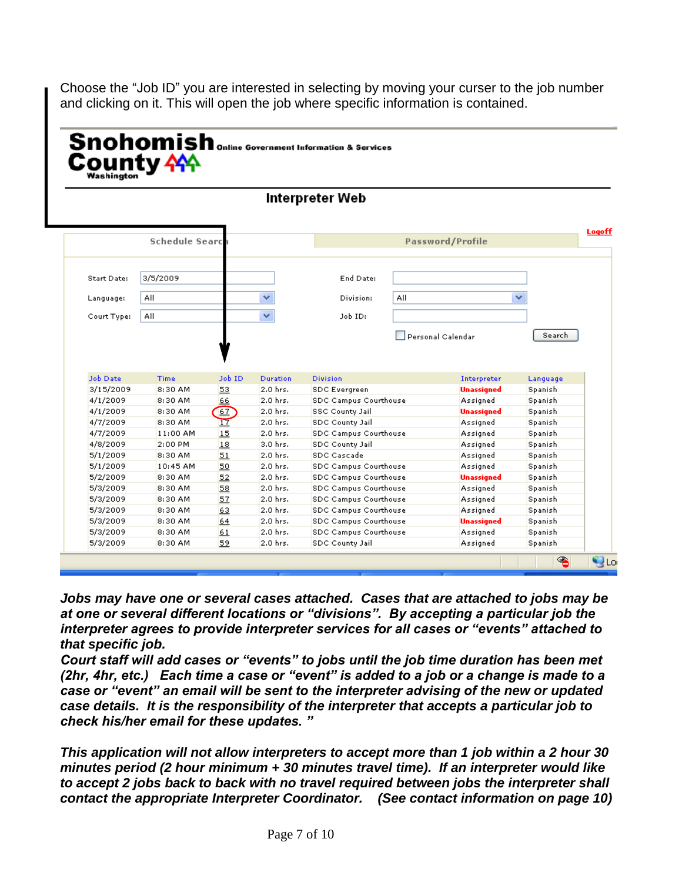Choose the "Job ID" you are interested in selecting by moving your curser to the job number and clicking on it. This will open the job where specific information is contained.

**Snohomish County** Washington — Online Government Information & Services

**Interpreter Web**

Schedule Search | Password/Profile | Logoff

Start Date: 3/5/2009 End Date:

Language: All Division: All

Court Type: All Job ID:

Personal Calendar Search

| Job Date | Time | Job ID | Duration | Division | Interpreter | Language |
|---|---|---|---|---|---|---|
| 3/15/2009 | 8:30 AM | 53 | 2.0 hrs. | SDC Evergreen | Unassigned | Spanish |
| 4/1/2009 | 8:30 AM | 66 | 2.0 hrs. | SDC Campus Courthouse | Assigned | Spanish |
| 4/1/2009 | 8:30 AM | 67 | 2.0 hrs. | SSC County Jail | Unassigned | Spanish |
| 4/7/2009 | 8:30 AM | 17 | 2.0 hrs. | SDC County Jail | Assigned | Spanish |
| 4/7/2009 | 11:00 AM | 15 | 2.0 hrs. | SDC Campus Courthouse | Assigned | Spanish |
| 4/8/2009 | 2:00 PM | 18 | 3.0 hrs. | SDC County Jail | Assigned | Spanish |
| 5/1/2009 | 8:30 AM | 51 | 2.0 hrs. | SDC Cascade | Assigned | Spanish |
| 5/1/2009 | 10:45 AM | 50 | 2.0 hrs. | SDC Campus Courthouse | Assigned | Spanish |
| 5/2/2009 | 8:30 AM | 52 | 2.0 hrs. | SDC Campus Courthouse | Unassigned | Spanish |
| 5/3/2009 | 8:30 AM | 58 | 2.0 hrs. | SDC Campus Courthouse | Assigned | Spanish |
| 5/3/2009 | 8:30 AM | 57 | 2.0 hrs. | SDC Campus Courthouse | Assigned | Spanish |
| 5/3/2009 | 8:30 AM | 63 | 2.0 hrs. | SDC Campus Courthouse | Assigned | Spanish |
| 5/3/2009 | 8:30 AM | 64 | 2.0 hrs. | SDC Campus Courthouse | Unassigned | Spanish |
| 5/3/2009 | 8:30 AM | 61 | 2.0 hrs. | SDC Campus Courthouse | Assigned | Spanish |
| 5/3/2009 | 8:30 AM | 59 | 2.0 hrs. | SDC County Jail | Assigned | Spanish |

***Jobs may have one or several cases attached. Cases that are attached to jobs may be at one or several different locations or "divisions". By accepting a particular job the interpreter agrees to provide interpreter services for all cases or "events" attached to that specific job.***
***Court staff will add cases or "events" to jobs until the job time duration has been met (2hr, 4hr, etc.) Each time a case or "event" is added to a job or a change is made to a case or "event" an email will be sent to the interpreter advising of the new or updated case details. It is the responsibility of the interpreter that accepts a particular job to check his/her email for these updates. "***

***This application will not allow interpreters to accept more than 1 job within a 2 hour 30 minutes period (2 hour minimum + 30 minutes travel time). If an interpreter would like to accept 2 jobs back to back with no travel required between jobs the interpreter shall contact the appropriate Interpreter Coordinator. (See contact information on page 10)***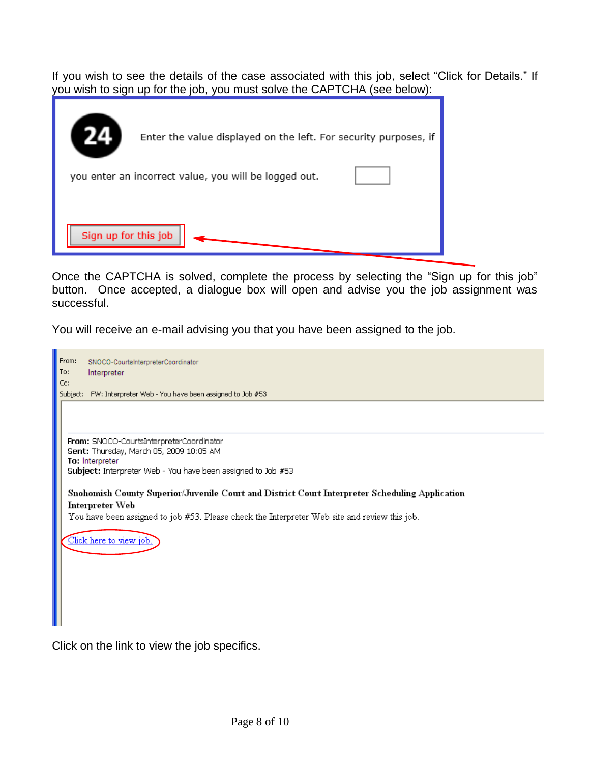If you wish to see the details of the case associated with this job, select "Click for Details." If you wish to sign up for the job, you must solve the CAPTCHA (see below):

24

Enter the value displayed on the left. For security purposes, if you enter an incorrect value, you will be logged out.

Sign up for this job

Once the CAPTCHA is solved, complete the process by selecting the "Sign up for this job" button. Once accepted, a dialogue box will open and advise you the job assignment was successful.

You will receive an e-mail advising you that you have been assigned to the job.

From: SNOCO-CourtsInterpreterCoordinator
To: Interpreter
Cc:
Subject: FW: Interpreter Web - You have been assigned to Job #53

**From:** SNOCO-CourtsInterpreterCoordinator
**Sent:** Thursday, March 05, 2009 10:05 AM
**To:** Interpreter
**Subject:** Interpreter Web - You have been assigned to Job #53

**Snohomish County Superior/Juvenile Court and District Court Interpreter Scheduling Application**
**Interpreter Web**
You have been assigned to job #53. Please check the Interpreter Web site and review this job.

Click here to view job.

Click on the link to view the job specifics.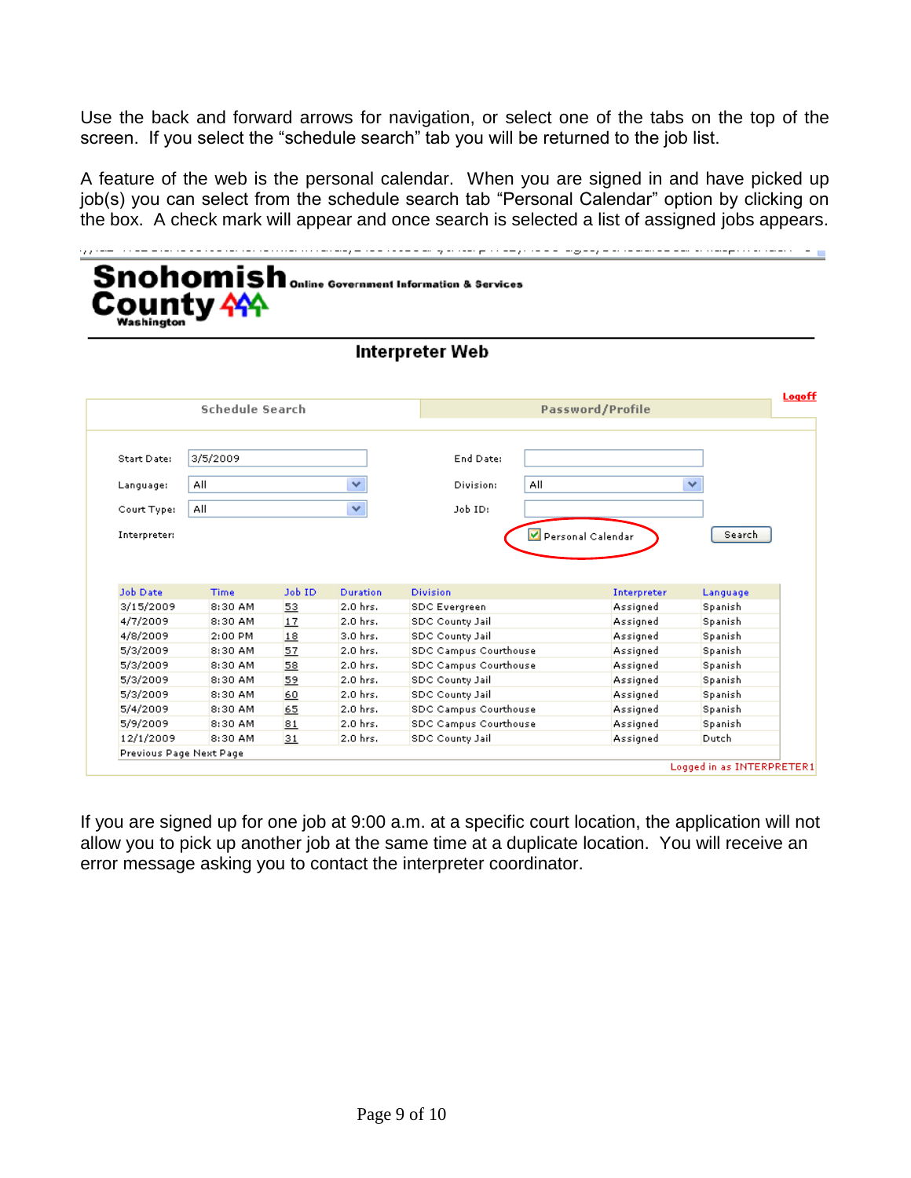Use the back and forward arrows for navigation, or select one of the tabs on the top of the screen. If you select the "schedule search" tab you will be returned to the job list.

A feature of the web is the personal calendar. When you are signed in and have picked up job(s) you can select from the schedule search tab "Personal Calendar" option by clicking on the box. A check mark will appear and once search is selected a list of assigned jobs appears.

**Snohomish County** Washington — Online Government Information & Services

## Interpreter Web

Schedule Search | Password/Profile | Logoff

Start Date: 3/5/2009 | End Date:
Language: All | Division: All
Court Type: All | Job ID:
Interpreter: | ☑ Personal Calendar | Search

| Job Date | Time | Job ID | Duration | Division | Interpreter | Language |
|---|---|---|---|---|---|---|
| 3/15/2009 | 8:30 AM | 53 | 2.0 hrs. | SDC Evergreen | Assigned | Spanish |
| 4/7/2009 | 8:30 AM | 17 | 2.0 hrs. | SDC County Jail | Assigned | Spanish |
| 4/8/2009 | 2:00 PM | 18 | 3.0 hrs. | SDC County Jail | Assigned | Spanish |
| 5/3/2009 | 8:30 AM | 57 | 2.0 hrs. | SDC Campus Courthouse | Assigned | Spanish |
| 5/3/2009 | 8:30 AM | 58 | 2.0 hrs. | SDC Campus Courthouse | Assigned | Spanish |
| 5/3/2009 | 8:30 AM | 59 | 2.0 hrs. | SDC County Jail | Assigned | Spanish |
| 5/3/2009 | 8:30 AM | 60 | 2.0 hrs. | SDC County Jail | Assigned | Spanish |
| 5/4/2009 | 8:30 AM | 65 | 2.0 hrs. | SDC Campus Courthouse | Assigned | Spanish |
| 5/9/2009 | 8:30 AM | 81 | 2.0 hrs. | SDC Campus Courthouse | Assigned | Spanish |
| 12/1/2009 | 8:30 AM | 31 | 2.0 hrs. | SDC County Jail | Assigned | Dutch |

Previous Page Next Page

Logged in as INTERPRETER1

If you are signed up for one job at 9:00 a.m. at a specific court location, the application will not allow you to pick up another job at the same time at a duplicate location. You will receive an error message asking you to contact the interpreter coordinator.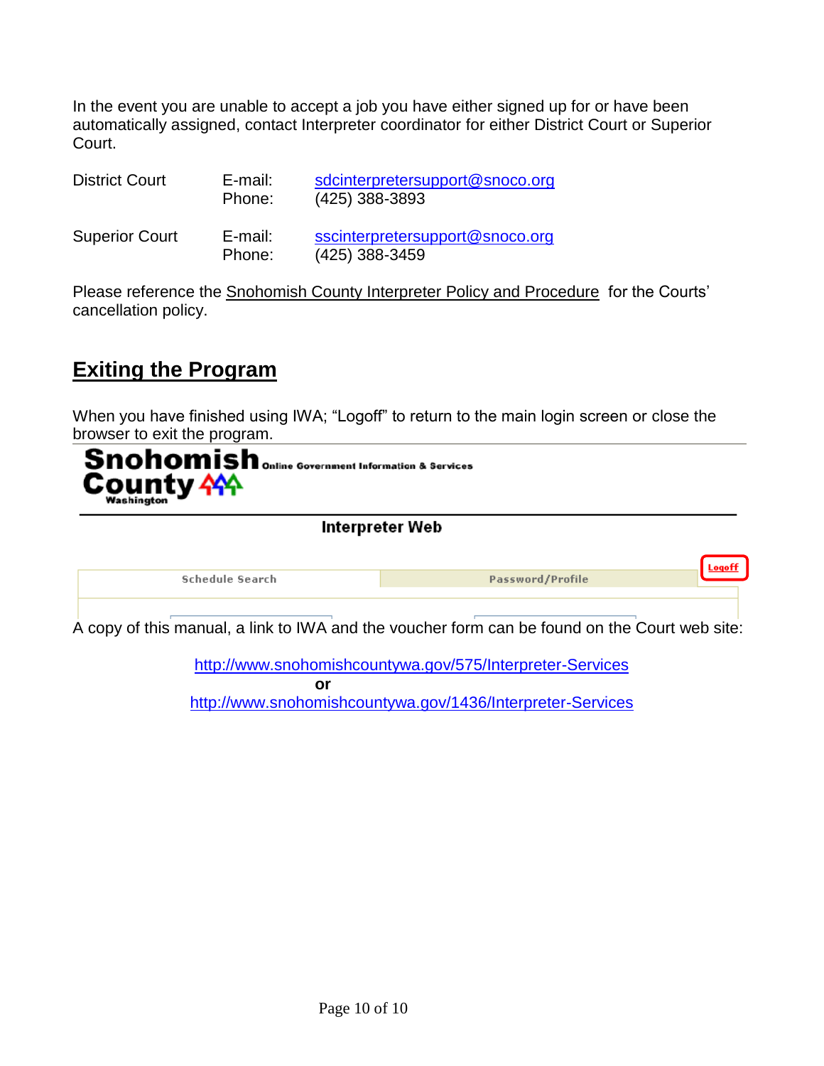In the event you are unable to accept a job you have either signed up for or have been automatically assigned, contact Interpreter coordinator for either District Court or Superior Court.

| | | |
|---|---|---|
| District Court | E-mail: | sdcinterpretersupport@snoco.org |
| | Phone: | (425) 388-3893 |
| Superior Court | E-mail: | sscinterpretersupport@snoco.org |
| | Phone: | (425) 388-3459 |

Please reference the Snohomish County Interpreter Policy and Procedure for the Courts' cancellation policy.

## Exiting the Program

When you have finished using IWA; "Logoff" to return to the main login screen or close the browser to exit the program.

Snohomish County Washington Online Government Information & Services

Interpreter Web

Schedule Search | Password/Profile | Logoff

A copy of this manual, a link to IWA and the voucher form can be found on the Court web site:

http://www.snohomishcountywa.gov/575/Interpreter-Services

**or**

http://www.snohomishcountywa.gov/1436/Interpreter-Services